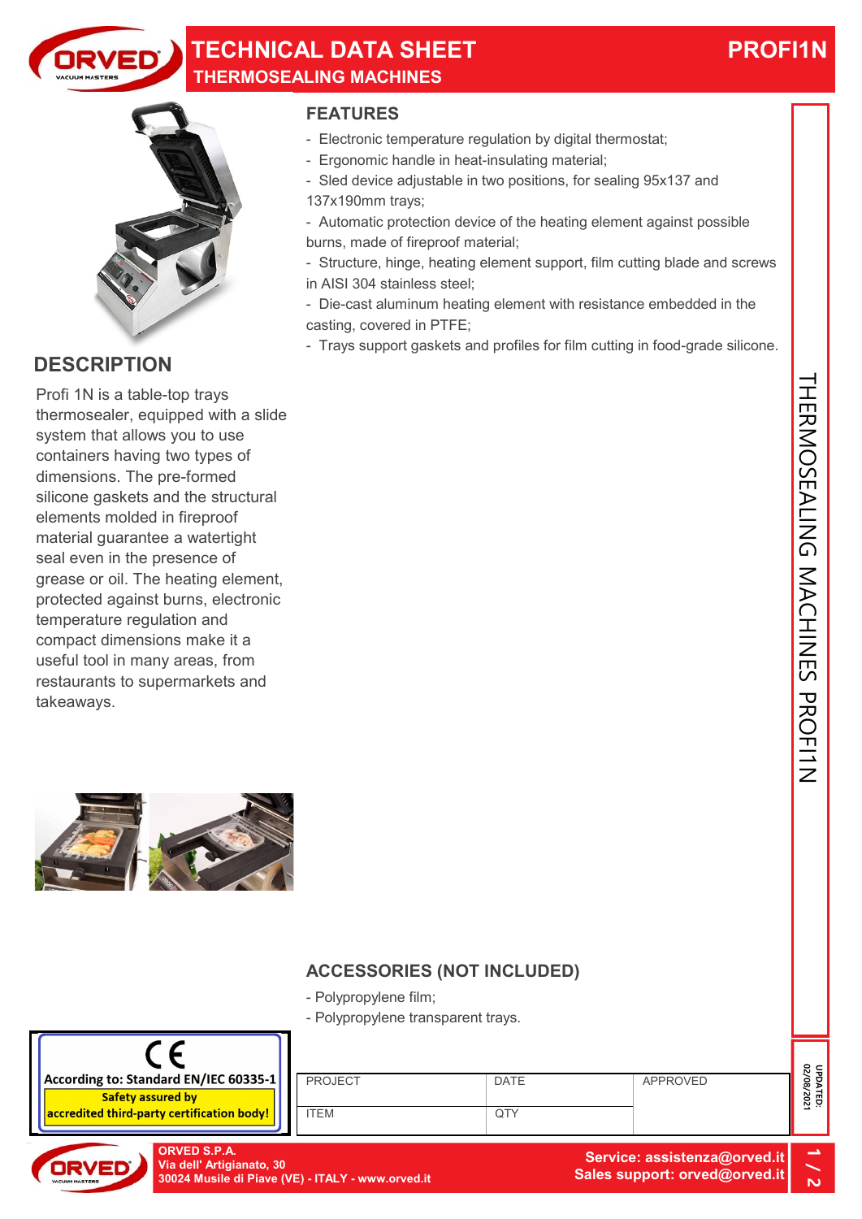# TECHNICAL DATA SHEET

## THERMOSEALING MACHINES

**PROFI1N**

## DESCRIPTION

Profi 1N is a table-top trays thermosealer, equipped with a slide system that allows you to use containers having two types of dimensions. The pre-formed silicone gaskets and the structural elements molded in fireproof material guarantee a watertight seal even in the presence of grease or oil. The heating element, protected against burns, electronic temperature regulation and compact dimensions make it a useful tool in many areas, from restaurants to supermarkets and takeaways.

## FEATURES

- Electronic temperature regulation by digital thermostat;
- Ergonomic handle in heat-insulating material;
- Sled device adjustable in two positions, for sealing 95x137 and 137x190mm trays;
- Automatic protection device of the heating element against possible burns, made of fireproof material;
- Structure, hinge, heating element support, film cutting blade and screws in AISI 304 stainless steel;
- Die-cast aluminum heating element with resistance embedded in the casting, covered in PTFE;
- Trays support gaskets and profiles for film cutting in food-grade silicone.

## ACCESSORIES (NOT INCLUDED)

- Polypropylene film;
- Polypropylene transparent trays.

CE

According to: Standard EN/IEC 60335-1

**Safety assured by accredited third-party certification body!**

| PROJECT | DATE | APPROVED |
| --- | --- | --- |
| ITEM | QTY | |

UPDATED: 02/08/2021

THERMOSEALING MACHINES PROFI1N

ORVED S.P.A.
Via dell' Artigianato, 30
30024 Musile di Piave (VE) - ITALY - www.orved.it

Service: assistenza@orved.it
Sales support: orved@orved.it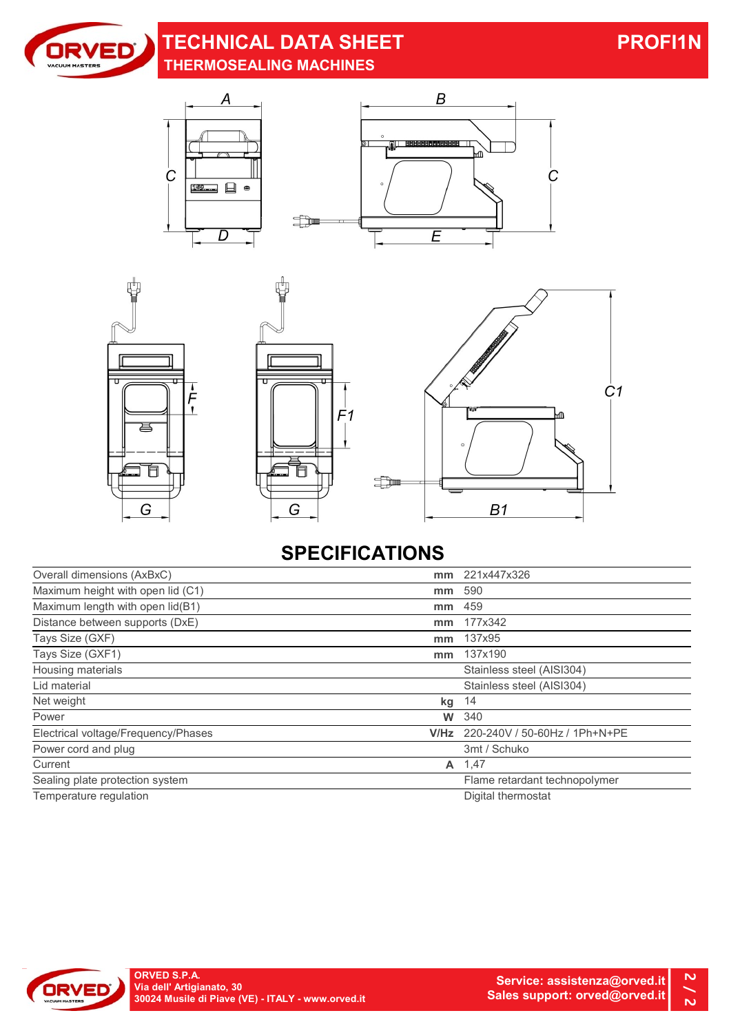# TECHNICAL DATA SHEET

## THERMOSEALING MACHINES

**PROFI1N**

A B C D E F F1 G C1 B1

## SPECIFICATIONS

| | | |
|---|---|---|
| Overall dimensions (AxBxC) | mm | 221x447x326 |
| Maximum height with open lid (C1) | mm | 590 |
| Maximum length with open lid(B1) | mm | 459 |
| Distance between supports (DxE) | mm | 177x342 |
| Tays Size (GXF) | mm | 137x95 |
| Tays Size (GXF1) | mm | 137x190 |
| Housing materials | | Stainless steel (AISI304) |
| Lid material | | Stainless steel (AISI304) |
| Net weight | kg | 14 |
| Power | W | 340 |
| Electrical voltage/Frequency/Phases | V/Hz | 220-240V / 50-60Hz / 1Ph+N+PE |
| Power cord and plug | | 3mt / Schuko |
| Current | A | 1,47 |
| Sealing plate protection system | | Flame retardant technopolymer |
| Temperature regulation | | Digital thermostat |

**ORVED S.P.A.**
**Via dell' Artigianato, 30**
**30024 Musile di Piave (VE) - ITALY - www.orved.it**

**Service: assistenza@orved.it**
**Sales support: orved@orved.it**